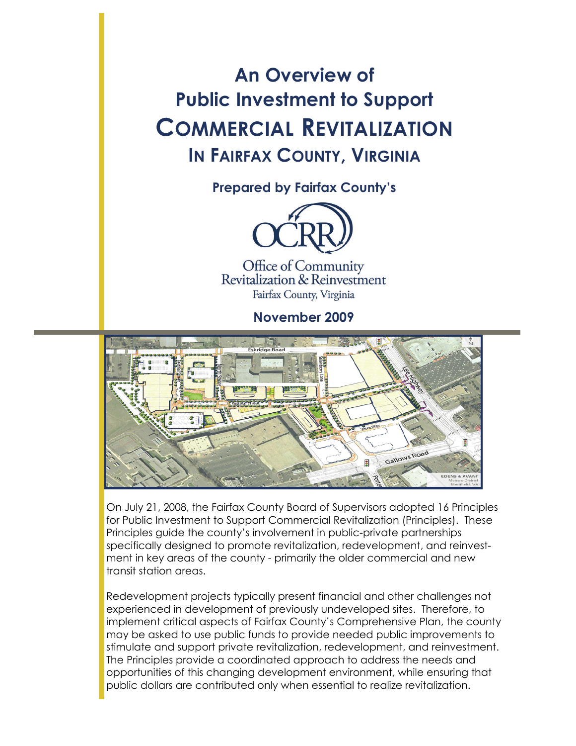# An Overview of Public Investment to Support Commercial Revitalization In Fairfax County, Virginia

**Prepared by Fairfax County's**

Office of Community Revitalization & Reinvestment
Fairfax County, Virginia

**November 2009**

On July 21, 2008, the Fairfax County Board of Supervisors adopted 16 Principles for Public Investment to Support Commercial Revitalization (Principles). These Principles guide the county's involvement in public-private partnerships specifically designed to promote revitalization, redevelopment, and reinvestment in key areas of the county - primarily the older commercial and new transit station areas.

Redevelopment projects typically present financial and other challenges not experienced in development of previously undeveloped sites. Therefore, to implement critical aspects of Fairfax County's Comprehensive Plan, the county may be asked to use public funds to provide needed public improvements to stimulate and support private revitalization, redevelopment, and reinvestment. The Principles provide a coordinated approach to address the needs and opportunities of this changing development environment, while ensuring that public dollars are contributed only when essential to realize revitalization.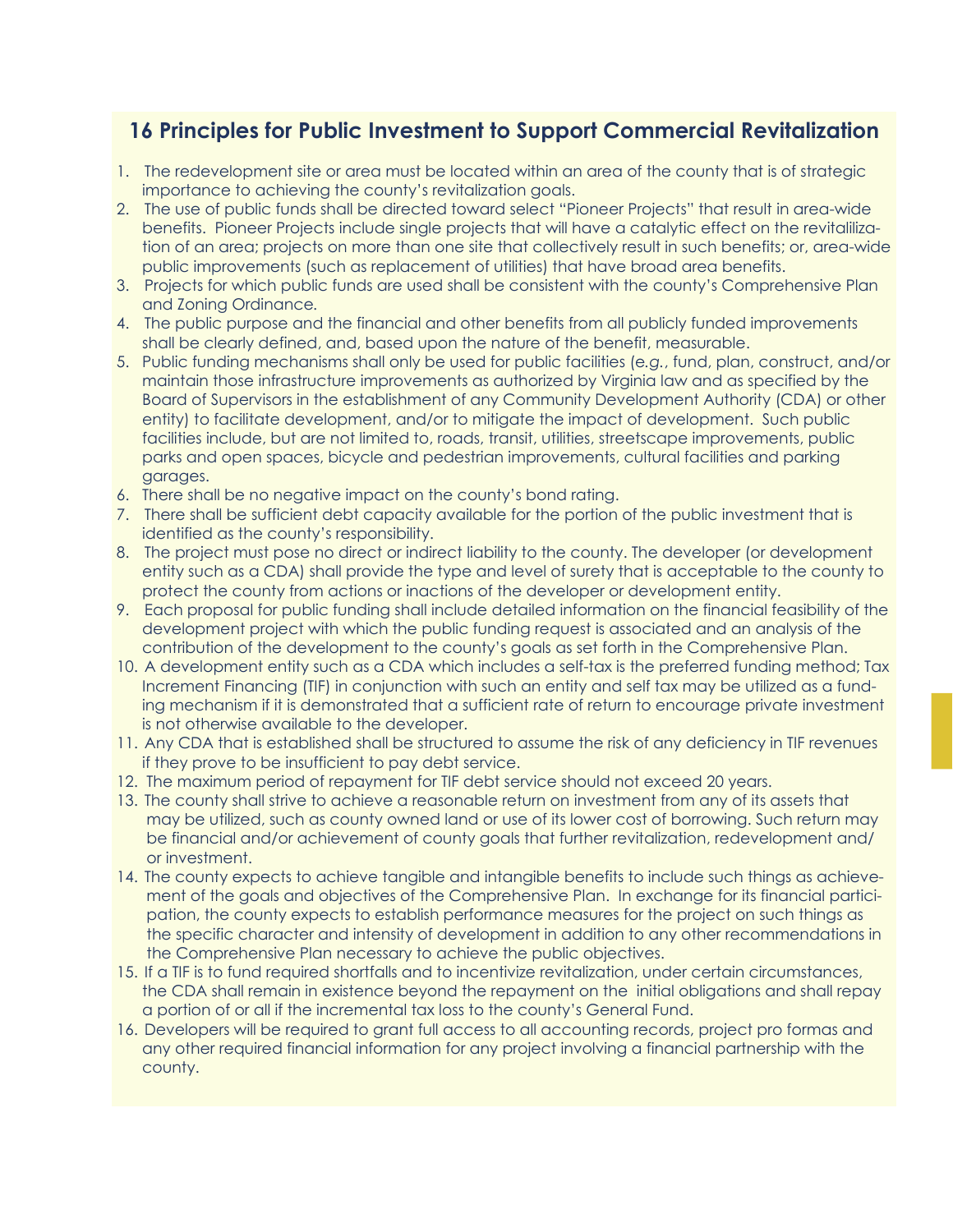## 16 Principles for Public Investment to Support Commercial Revitalization

1. The redevelopment site or area must be located within an area of the county that is of strategic importance to achieving the county's revitalization goals.
2. The use of public funds shall be directed toward select "Pioneer Projects" that result in area-wide benefits. Pioneer Projects include single projects that will have a catalytic effect on the revitalilization of an area; projects on more than one site that collectively result in such benefits; or, area-wide public improvements (such as replacement of utilities) that have broad area benefits.
3. Projects for which public funds are used shall be consistent with the county's Comprehensive Plan and Zoning Ordinance.
4. The public purpose and the financial and other benefits from all publicly funded improvements shall be clearly defined, and, based upon the nature of the benefit, measurable.
5. Public funding mechanisms shall only be used for public facilities (*e.g.*, fund, plan, construct, and/or maintain those infrastructure improvements as authorized by Virginia law and as specified by the Board of Supervisors in the establishment of any Community Development Authority (CDA) or other entity) to facilitate development, and/or to mitigate the impact of development. Such public facilities include, but are not limited to, roads, transit, utilities, streetscape improvements, public parks and open spaces, bicycle and pedestrian improvements, cultural facilities and parking garages.
6. There shall be no negative impact on the county's bond rating.
7. There shall be sufficient debt capacity available for the portion of the public investment that is identified as the county's responsibility.
8. The project must pose no direct or indirect liability to the county. The developer (or development entity such as a CDA) shall provide the type and level of surety that is acceptable to the county to protect the county from actions or inactions of the developer or development entity.
9. Each proposal for public funding shall include detailed information on the financial feasibility of the development project with which the public funding request is associated and an analysis of the contribution of the development to the county's goals as set forth in the Comprehensive Plan.
10. A development entity such as a CDA which includes a self-tax is the preferred funding method; Tax Increment Financing (TIF) in conjunction with such an entity and self tax may be utilized as a funding mechanism if it is demonstrated that a sufficient rate of return to encourage private investment is not otherwise available to the developer.
11. Any CDA that is established shall be structured to assume the risk of any deficiency in TIF revenues if they prove to be insufficient to pay debt service.
12. The maximum period of repayment for TIF debt service should not exceed 20 years.
13. The county shall strive to achieve a reasonable return on investment from any of its assets that may be utilized, such as county owned land or use of its lower cost of borrowing. Such return may be financial and/or achievement of county goals that further revitalization, redevelopment and/or investment.
14. The county expects to achieve tangible and intangible benefits to include such things as achievement of the goals and objectives of the Comprehensive Plan. In exchange for its financial participation, the county expects to establish performance measures for the project on such things as the specific character and intensity of development in addition to any other recommendations in the Comprehensive Plan necessary to achieve the public objectives.
15. If a TIF is to fund required shortfalls and to incentivize revitalization, under certain circumstances, the CDA shall remain in existence beyond the repayment on the initial obligations and shall repay a portion of or all if the incremental tax loss to the county's General Fund.
16. Developers will be required to grant full access to all accounting records, project pro formas and any other required financial information for any project involving a financial partnership with the county.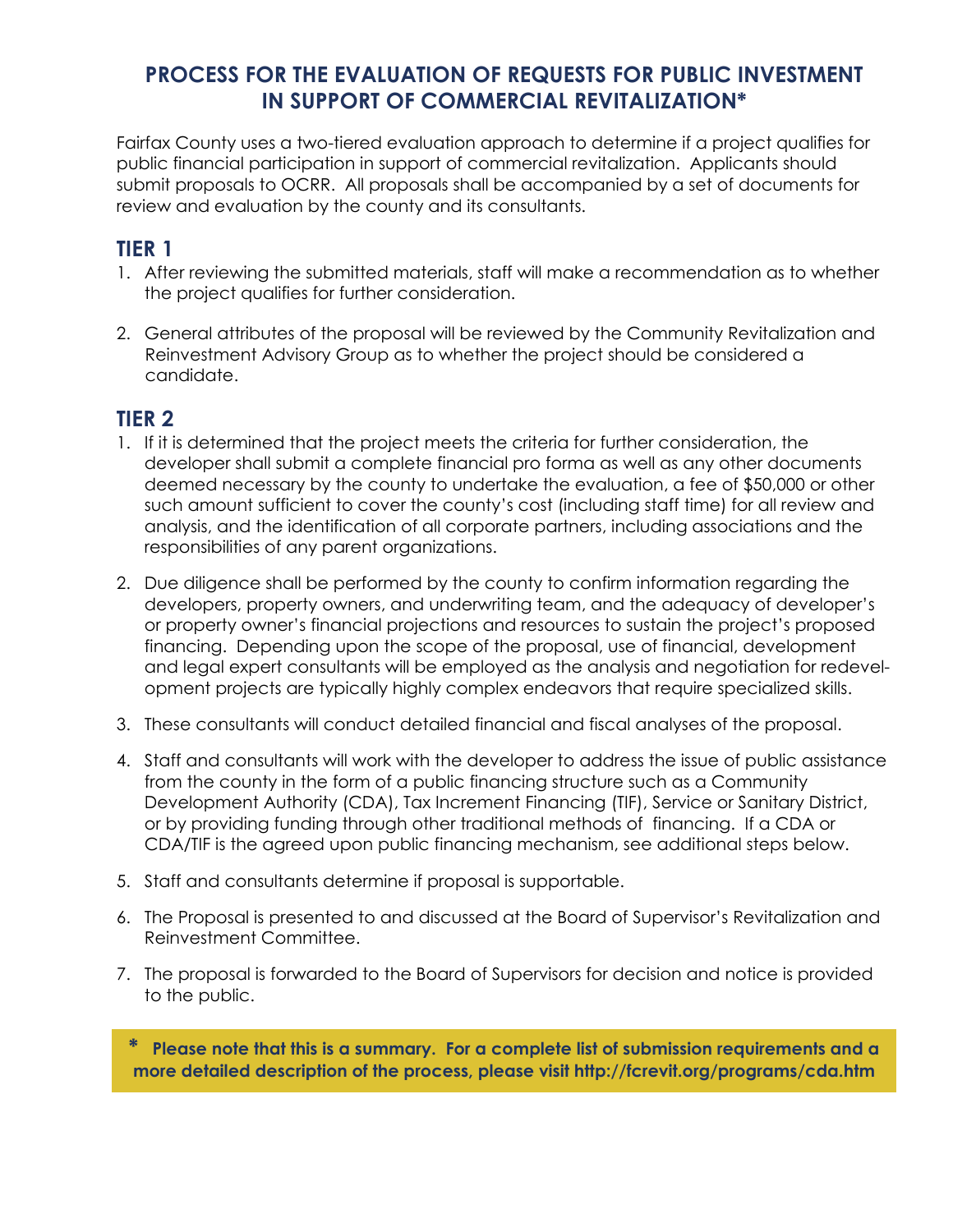# PROCESS FOR THE EVALUATION OF REQUESTS FOR PUBLIC INVESTMENT IN SUPPORT OF COMMERCIAL REVITALIZATION*

Fairfax County uses a two-tiered evaluation approach to determine if a project qualifies for public financial participation in support of commercial revitalization. Applicants should submit proposals to OCRR. All proposals shall be accompanied by a set of documents for review and evaluation by the county and its consultants.

## TIER 1

1. After reviewing the submitted materials, staff will make a recommendation as to whether the project qualifies for further consideration.

2. General attributes of the proposal will be reviewed by the Community Revitalization and Reinvestment Advisory Group as to whether the project should be considered a candidate.

## TIER 2

1. If it is determined that the project meets the criteria for further consideration, the developer shall submit a complete financial pro forma as well as any other documents deemed necessary by the county to undertake the evaluation, a fee of $50,000 or other such amount sufficient to cover the county's cost (including staff time) for all review and analysis, and the identification of all corporate partners, including associations and the responsibilities of any parent organizations.

2. Due diligence shall be performed by the county to confirm information regarding the developers, property owners, and underwriting team, and the adequacy of developer's or property owner's financial projections and resources to sustain the project's proposed financing. Depending upon the scope of the proposal, use of financial, development and legal expert consultants will be employed as the analysis and negotiation for redevelopment projects are typically highly complex endeavors that require specialized skills.

3. These consultants will conduct detailed financial and fiscal analyses of the proposal.

4. Staff and consultants will work with the developer to address the issue of public assistance from the county in the form of a public financing structure such as a Community Development Authority (CDA), Tax Increment Financing (TIF), Service or Sanitary District, or by providing funding through other traditional methods of financing. If a CDA or CDA/TIF is the agreed upon public financing mechanism, see additional steps below.

5. Staff and consultants determine if proposal is supportable.

6. The Proposal is presented to and discussed at the Board of Supervisor's Revitalization and Reinvestment Committee.

7. The proposal is forwarded to the Board of Supervisors for decision and notice is provided to the public.

**\* Please note that this is a summary. For a complete list of submission requirements and a more detailed description of the process, please visit http://fcrevit.org/programs/cda.htm**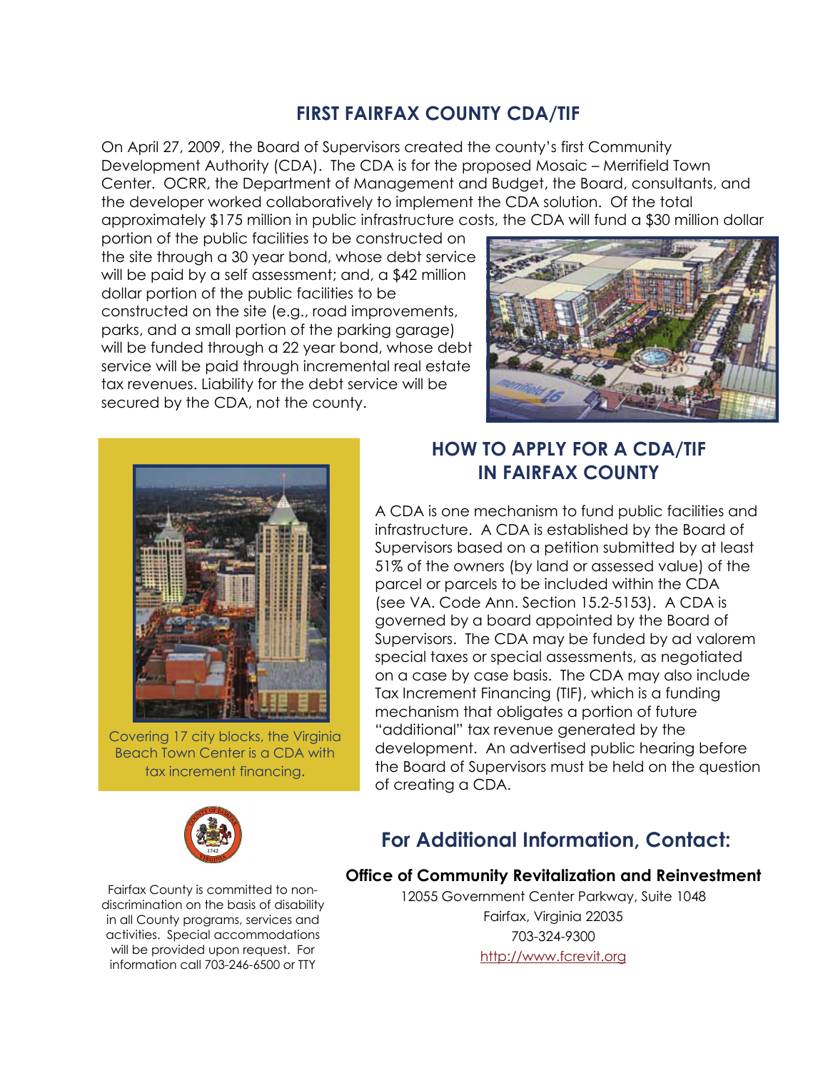## FIRST FAIRFAX COUNTY CDA/TIF

On April 27, 2009, the Board of Supervisors created the county's first Community Development Authority (CDA). The CDA is for the proposed Mosaic – Merrifield Town Center. OCRR, the Department of Management and Budget, the Board, consultants, and the developer worked collaboratively to implement the CDA solution. Of the total approximately $175 million in public infrastructure costs, the CDA will fund a $30 million dollar portion of the public facilities to be constructed on the site through a 30 year bond, whose debt service will be paid by a self assessment; and, a $42 million dollar portion of the public facilities to be constructed on the site (e.g., road improvements, parks, and a small portion of the parking garage) will be funded through a 22 year bond, whose debt service will be paid through incremental real estate tax revenues. Liability for the debt service will be secured by the CDA, not the county.

Covering 17 city blocks, the Virginia Beach Town Center is a CDA with tax increment financing.

## HOW TO APPLY FOR A CDA/TIF IN FAIRFAX COUNTY

A CDA is one mechanism to fund public facilities and infrastructure. A CDA is established by the Board of Supervisors based on a petition submitted by at least 51% of the owners (by land or assessed value) of the parcel or parcels to be included within the CDA (see VA. Code Ann. Section 15.2-5153). A CDA is governed by a board appointed by the Board of Supervisors. The CDA may be funded by ad valorem special taxes or special assessments, as negotiated on a case by case basis. The CDA may also include Tax Increment Financing (TIF), which is a funding mechanism that obligates a portion of future "additional" tax revenue generated by the development. An advertised public hearing before the Board of Supervisors must be held on the question of creating a CDA.

Fairfax County is committed to nondiscrimination on the basis of disability in all County programs, services and activities. Special accommodations will be provided upon request. For information call 703-246-6500 or TTY

## For Additional Information, Contact:

**Office of Community Revitalization and Reinvestment**

12055 Government Center Parkway, Suite 1048
Fairfax, Virginia 22035
703-324-9300
http://www.fcrevit.org